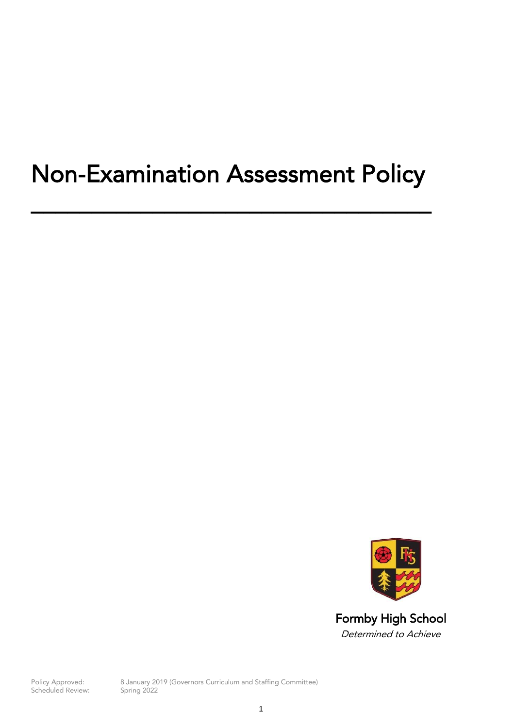# Non-Examination Assessment Policy

---

Formby High School

*Determined to Achieve*

Policy Approved: 8 January 2019 (Governors Curriculum and Staffing Committee)
Scheduled Review: Spring 2022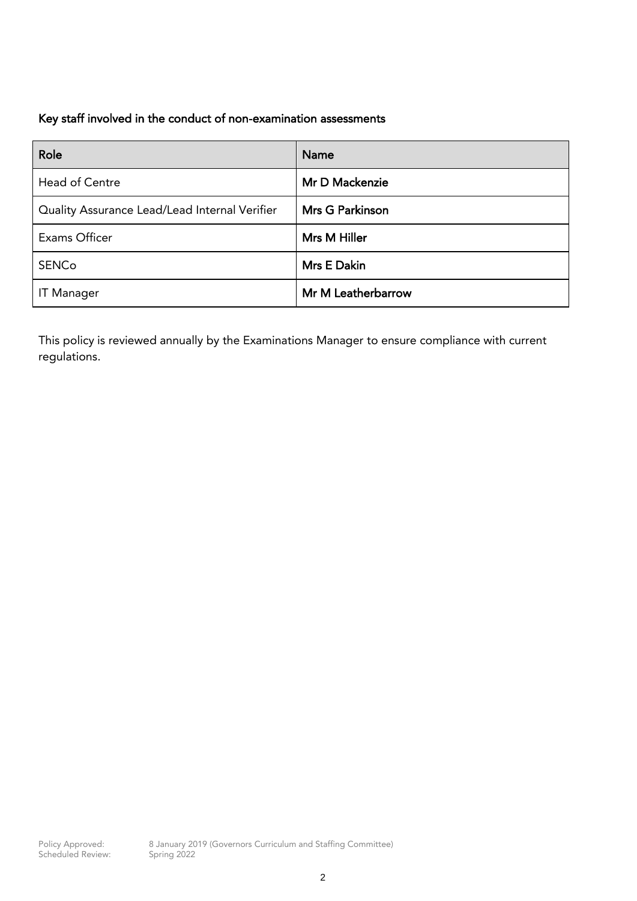**Key staff involved in the conduct of non-examination assessments**

| Role | Name |
| --- | --- |
| Head of Centre | **Mr D Mackenzie** |
| Quality Assurance Lead/Lead Internal Verifier | **Mrs G Parkinson** |
| Exams Officer | **Mrs M Hiller** |
| SENCo | **Mrs E Dakin** |
| IT Manager | **Mr M Leatherbarrow** |

This policy is reviewed annually by the Examinations Manager to ensure compliance with current regulations.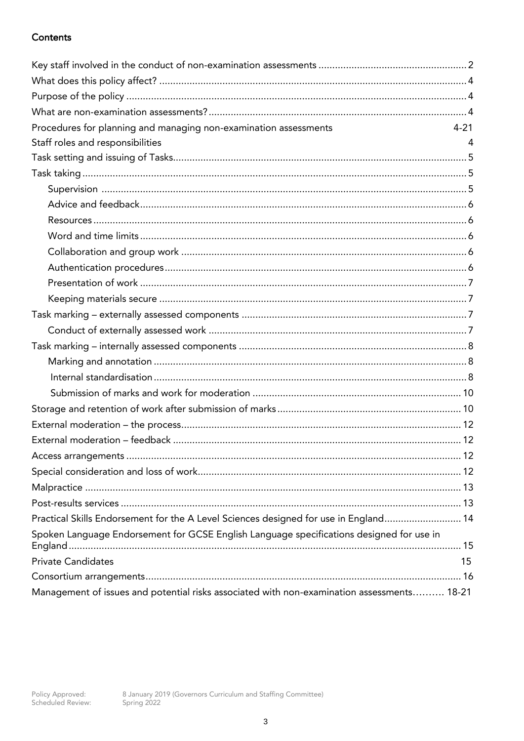## Contents

- Key staff involved in the conduct of non-examination assessments ..... 2
- What does this policy affect? ..... 4
- Purpose of the policy ..... 4
- What are non-examination assessments? ..... 4
- Procedures for planning and managing non-examination assessments ..... 4-21
- Staff roles and responsibilities ..... 4
- Task setting and issuing of Tasks ..... 5
- Task taking ..... 5
  - Supervision ..... 5
  - Advice and feedback ..... 6
  - Resources ..... 6
  - Word and time limits ..... 6
  - Collaboration and group work ..... 6
  - Authentication procedures ..... 6
  - Presentation of work ..... 7
  - Keeping materials secure ..... 7
- Task marking – externally assessed components ..... 7
  - Conduct of externally assessed work ..... 7
- Task marking – internally assessed components ..... 8
  - Marking and annotation ..... 8
  - Internal standardisation ..... 8
  - Submission of marks and work for moderation ..... 10
- Storage and retention of work after submission of marks ..... 10
- External moderation – the process ..... 12
- External moderation – feedback ..... 12
- Access arrangements ..... 12
- Special consideration and loss of work ..... 12
- Malpractice ..... 13
- Post-results services ..... 13
- Practical Skills Endorsement for the A Level Sciences designed for use in England ..... 14
- Spoken Language Endorsement for GCSE English Language specifications designed for use in England ..... 15
- Private Candidates ..... 15
- Consortium arrangements ..... 16
- Management of issues and potential risks associated with non-examination assessments ..... 18-21

Policy Approved: 8 January 2019 (Governors Curriculum and Staffing Committee)
Scheduled Review: Spring 2022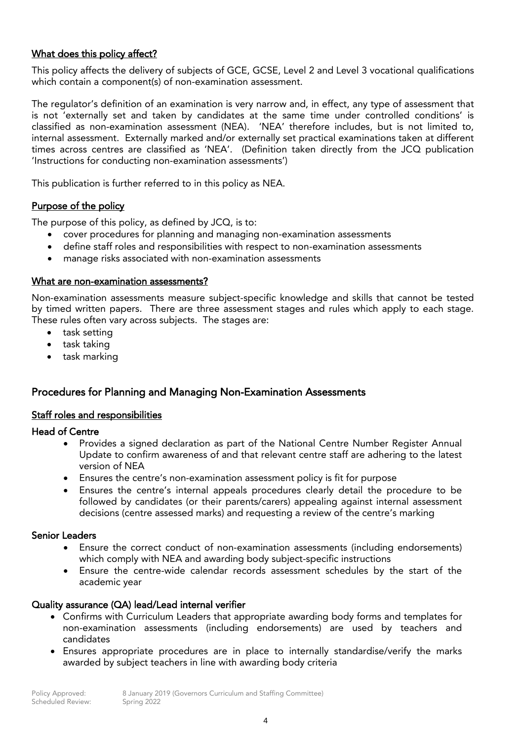## What does this policy affect?

This policy affects the delivery of subjects of GCE, GCSE, Level 2 and Level 3 vocational qualifications which contain a component(s) of non-examination assessment.

The regulator's definition of an examination is very narrow and, in effect, any type of assessment that is not 'externally set and taken by candidates at the same time under controlled conditions' is classified as non-examination assessment (NEA). 'NEA' therefore includes, but is not limited to, internal assessment. Externally marked and/or externally set practical examinations taken at different times across centres are classified as 'NEA'. (Definition taken directly from the JCQ publication 'Instructions for conducting non-examination assessments')

This publication is further referred to in this policy as NEA.

## Purpose of the policy

The purpose of this policy, as defined by JCQ, is to:

- cover procedures for planning and managing non-examination assessments
- define staff roles and responsibilities with respect to non-examination assessments
- manage risks associated with non-examination assessments

## What are non-examination assessments?

Non-examination assessments measure subject-specific knowledge and skills that cannot be tested by timed written papers. There are three assessment stages and rules which apply to each stage. These rules often vary across subjects. The stages are:

- task setting
- task taking
- task marking

# Procedures for Planning and Managing Non-Examination Assessments

## Staff roles and responsibilities

### Head of Centre

- Provides a signed declaration as part of the National Centre Number Register Annual Update to confirm awareness of and that relevant centre staff are adhering to the latest version of NEA
- Ensures the centre's non-examination assessment policy is fit for purpose
- Ensures the centre's internal appeals procedures clearly detail the procedure to be followed by candidates (or their parents/carers) appealing against internal assessment decisions (centre assessed marks) and requesting a review of the centre's marking

### Senior Leaders

- Ensure the correct conduct of non-examination assessments (including endorsements) which comply with NEA and awarding body subject-specific instructions
- Ensure the centre-wide calendar records assessment schedules by the start of the academic year

### Quality assurance (QA) lead/Lead internal verifier

- Confirms with Curriculum Leaders that appropriate awarding body forms and templates for non-examination assessments (including endorsements) are used by teachers and candidates
- Ensures appropriate procedures are in place to internally standardise/verify the marks awarded by subject teachers in line with awarding body criteria

Policy Approved: 8 January 2019 (Governors Curriculum and Staffing Committee)
Scheduled Review: Spring 2022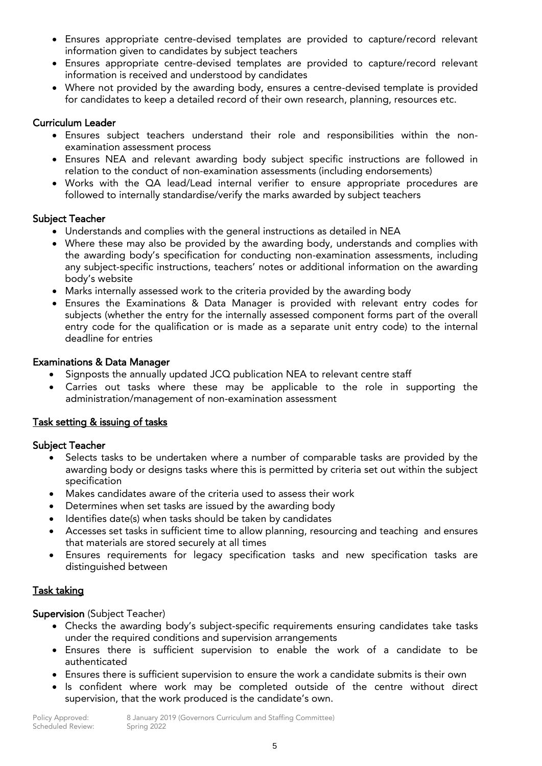- Ensures appropriate centre-devised templates are provided to capture/record relevant information given to candidates by subject teachers
- Ensures appropriate centre-devised templates are provided to capture/record relevant information is received and understood by candidates
- Where not provided by the awarding body, ensures a centre-devised template is provided for candidates to keep a detailed record of their own research, planning, resources etc.

**Curriculum Leader**

- Ensures subject teachers understand their role and responsibilities within the non-examination assessment process
- Ensures NEA and relevant awarding body subject specific instructions are followed in relation to the conduct of non-examination assessments (including endorsements)
- Works with the QA lead/Lead internal verifier to ensure appropriate procedures are followed to internally standardise/verify the marks awarded by subject teachers

**Subject Teacher**

- Understands and complies with the general instructions as detailed in NEA
- Where these may also be provided by the awarding body, understands and complies with the awarding body's specification for conducting non-examination assessments, including any subject-specific instructions, teachers' notes or additional information on the awarding body's website
- Marks internally assessed work to the criteria provided by the awarding body
- Ensures the Examinations & Data Manager is provided with relevant entry codes for subjects (whether the entry for the internally assessed component forms part of the overall entry code for the qualification or is made as a separate unit entry code) to the internal deadline for entries

**Examinations & Data Manager**

- Signposts the annually updated JCQ publication NEA to relevant centre staff
- Carries out tasks where these may be applicable to the role in supporting the administration/management of non-examination assessment

## Task setting & issuing of tasks

**Subject Teacher**

- Selects tasks to be undertaken where a number of comparable tasks are provided by the awarding body or designs tasks where this is permitted by criteria set out within the subject specification
- Makes candidates aware of the criteria used to assess their work
- Determines when set tasks are issued by the awarding body
- Identifies date(s) when tasks should be taken by candidates
- Accesses set tasks in sufficient time to allow planning, resourcing and teaching and ensures that materials are stored securely at all times
- Ensures requirements for legacy specification tasks and new specification tasks are distinguished between

## Task taking

**Supervision** (Subject Teacher)

- Checks the awarding body's subject-specific requirements ensuring candidates take tasks under the required conditions and supervision arrangements
- Ensures there is sufficient supervision to enable the work of a candidate to be authenticated
- Ensures there is sufficient supervision to ensure the work a candidate submits is their own
- Is confident where work may be completed outside of the centre without direct supervision, that the work produced is the candidate's own.

Policy Approved: 8 January 2019 (Governors Curriculum and Staffing Committee)
Scheduled Review: Spring 2022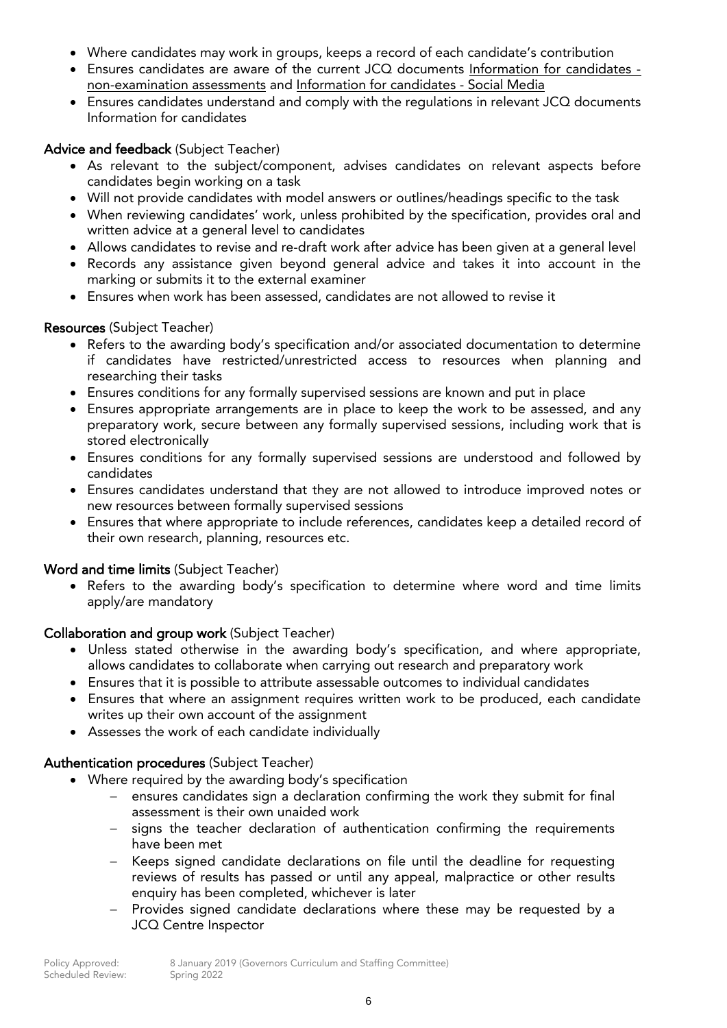- Where candidates may work in groups, keeps a record of each candidate's contribution
- Ensures candidates are aware of the current JCQ documents Information for candidates - non-examination assessments and Information for candidates - Social Media
- Ensures candidates understand and comply with the regulations in relevant JCQ documents Information for candidates

**Advice and feedback** (Subject Teacher)

- As relevant to the subject/component, advises candidates on relevant aspects before candidates begin working on a task
- Will not provide candidates with model answers or outlines/headings specific to the task
- When reviewing candidates' work, unless prohibited by the specification, provides oral and written advice at a general level to candidates
- Allows candidates to revise and re-draft work after advice has been given at a general level
- Records any assistance given beyond general advice and takes it into account in the marking or submits it to the external examiner
- Ensures when work has been assessed, candidates are not allowed to revise it

**Resources** (Subject Teacher)

- Refers to the awarding body's specification and/or associated documentation to determine if candidates have restricted/unrestricted access to resources when planning and researching their tasks
- Ensures conditions for any formally supervised sessions are known and put in place
- Ensures appropriate arrangements are in place to keep the work to be assessed, and any preparatory work, secure between any formally supervised sessions, including work that is stored electronically
- Ensures conditions for any formally supervised sessions are understood and followed by candidates
- Ensures candidates understand that they are not allowed to introduce improved notes or new resources between formally supervised sessions
- Ensures that where appropriate to include references, candidates keep a detailed record of their own research, planning, resources etc.

**Word and time limits** (Subject Teacher)

- Refers to the awarding body's specification to determine where word and time limits apply/are mandatory

**Collaboration and group work** (Subject Teacher)

- Unless stated otherwise in the awarding body's specification, and where appropriate, allows candidates to collaborate when carrying out research and preparatory work
- Ensures that it is possible to attribute assessable outcomes to individual candidates
- Ensures that where an assignment requires written work to be produced, each candidate writes up their own account of the assignment
- Assesses the work of each candidate individually

**Authentication procedures** (Subject Teacher)

- Where required by the awarding body's specification
  - ensures candidates sign a declaration confirming the work they submit for final assessment is their own unaided work
  - signs the teacher declaration of authentication confirming the requirements have been met
  - Keeps signed candidate declarations on file until the deadline for requesting reviews of results has passed or until any appeal, malpractice or other results enquiry has been completed, whichever is later
  - Provides signed candidate declarations where these may be requested by a JCQ Centre Inspector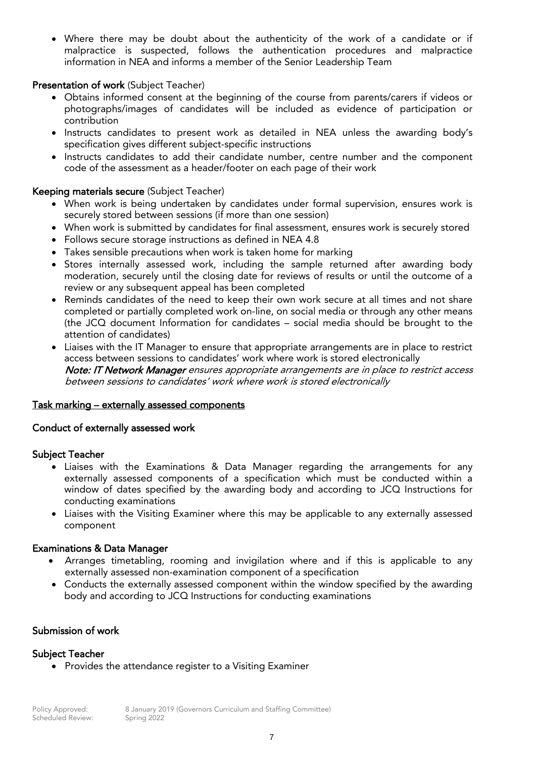- Where there may be doubt about the authenticity of the work of a candidate or if malpractice is suspected, follows the authentication procedures and malpractice information in NEA and informs a member of the Senior Leadership Team

**Presentation of work** (Subject Teacher)

- Obtains informed consent at the beginning of the course from parents/carers if videos or photographs/images of candidates will be included as evidence of participation or contribution
- Instructs candidates to present work as detailed in NEA unless the awarding body's specification gives different subject-specific instructions
- Instructs candidates to add their candidate number, centre number and the component code of the assessment as a header/footer on each page of their work

**Keeping materials secure** (Subject Teacher)

- When work is being undertaken by candidates under formal supervision, ensures work is securely stored between sessions (if more than one session)
- When work is submitted by candidates for final assessment, ensures work is securely stored
- Follows secure storage instructions as defined in NEA 4.8
- Takes sensible precautions when work is taken home for marking
- Stores internally assessed work, including the sample returned after awarding body moderation, securely until the closing date for reviews of results or until the outcome of a review or any subsequent appeal has been completed
- Reminds candidates of the need to keep their own work secure at all times and not share completed or partially completed work on-line, on social media or through any other means (the JCQ document Information for candidates – social media should be brought to the attention of candidates)
- Liaises with the IT Manager to ensure that appropriate arrangements are in place to restrict access between sessions to candidates' work where work is stored electronically
  ***Note: IT Network Manager*** *ensures appropriate arrangements are in place to restrict access between sessions to candidates' work where work is stored electronically*

**<u>Task marking – externally assessed components</u>**

**Conduct of externally assessed work**

**Subject Teacher**

- Liaises with the Examinations & Data Manager regarding the arrangements for any externally assessed components of a specification which must be conducted within a window of dates specified by the awarding body and according to JCQ Instructions for conducting examinations
- Liaises with the Visiting Examiner where this may be applicable to any externally assessed component

**Examinations & Data Manager**

- Arranges timetabling, rooming and invigilation where and if this is applicable to any externally assessed non-examination component of a specification
- Conducts the externally assessed component within the window specified by the awarding body and according to JCQ Instructions for conducting examinations

**Submission of work**

**Subject Teacher**

- Provides the attendance register to a Visiting Examiner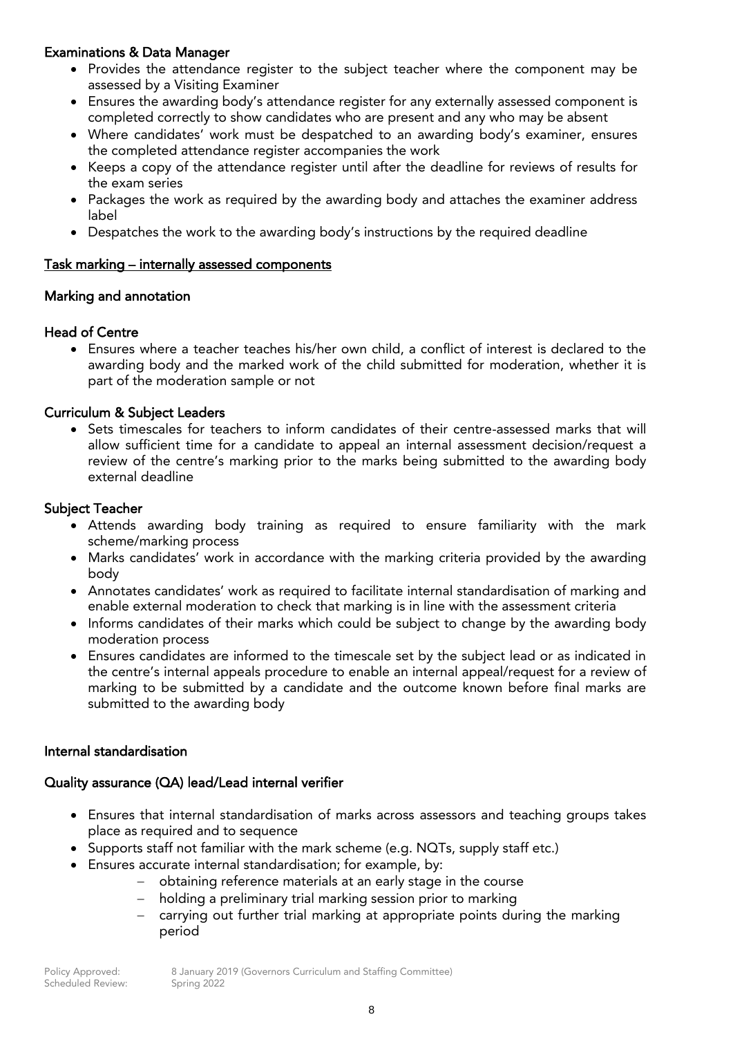### Examinations & Data Manager

- Provides the attendance register to the subject teacher where the component may be assessed by a Visiting Examiner
- Ensures the awarding body's attendance register for any externally assessed component is completed correctly to show candidates who are present and any who may be absent
- Where candidates' work must be despatched to an awarding body's examiner, ensures the completed attendance register accompanies the work
- Keeps a copy of the attendance register until after the deadline for reviews of results for the exam series
- Packages the work as required by the awarding body and attaches the examiner address label
- Despatches the work to the awarding body's instructions by the required deadline

## Task marking – internally assessed components

### Marking and annotation

### Head of Centre

- Ensures where a teacher teaches his/her own child, a conflict of interest is declared to the awarding body and the marked work of the child submitted for moderation, whether it is part of the moderation sample or not

### Curriculum & Subject Leaders

- Sets timescales for teachers to inform candidates of their centre-assessed marks that will allow sufficient time for a candidate to appeal an internal assessment decision/request a review of the centre's marking prior to the marks being submitted to the awarding body external deadline

### Subject Teacher

- Attends awarding body training as required to ensure familiarity with the mark scheme/marking process
- Marks candidates' work in accordance with the marking criteria provided by the awarding body
- Annotates candidates' work as required to facilitate internal standardisation of marking and enable external moderation to check that marking is in line with the assessment criteria
- Informs candidates of their marks which could be subject to change by the awarding body moderation process
- Ensures candidates are informed to the timescale set by the subject lead or as indicated in the centre's internal appeals procedure to enable an internal appeal/request for a review of marking to be submitted by a candidate and the outcome known before final marks are submitted to the awarding body

### Internal standardisation

### Quality assurance (QA) lead/Lead internal verifier

- Ensures that internal standardisation of marks across assessors and teaching groups takes place as required and to sequence
- Supports staff not familiar with the mark scheme (e.g. NQTs, supply staff etc.)
- Ensures accurate internal standardisation; for example, by:
  - obtaining reference materials at an early stage in the course
  - holding a preliminary trial marking session prior to marking
  - carrying out further trial marking at appropriate points during the marking period

Policy Approved: 8 January 2019 (Governors Curriculum and Staffing Committee)
Scheduled Review: Spring 2022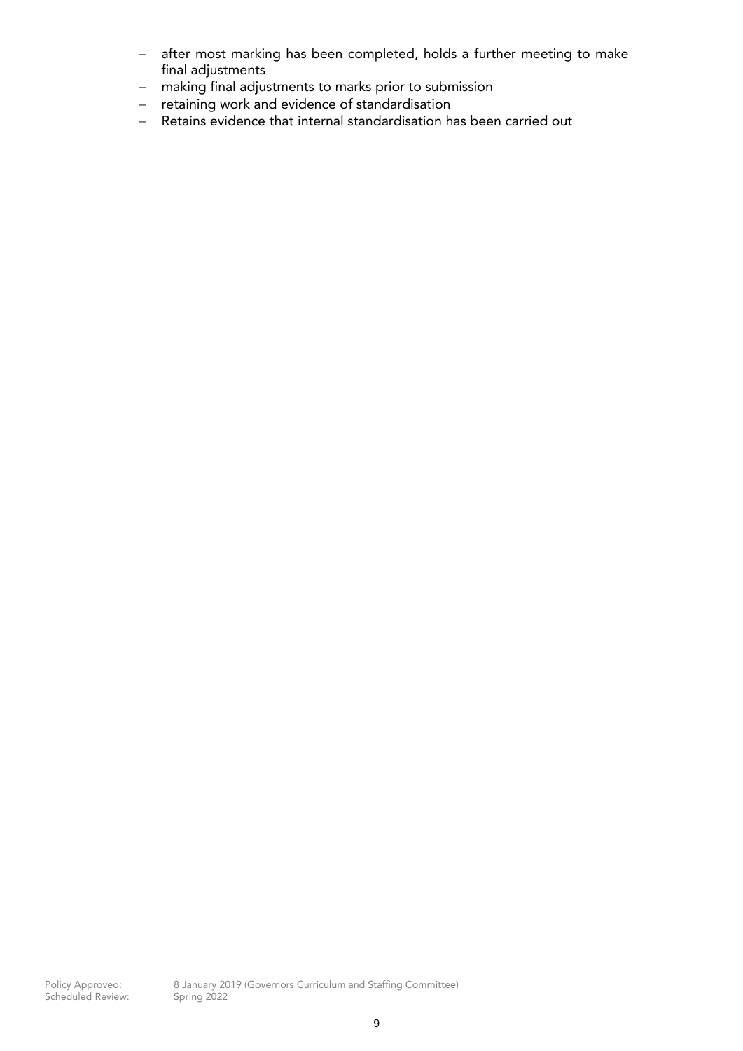- after most marking has been completed, holds a further meeting to make final adjustments
- making final adjustments to marks prior to submission
- retaining work and evidence of standardisation
- Retains evidence that internal standardisation has been carried out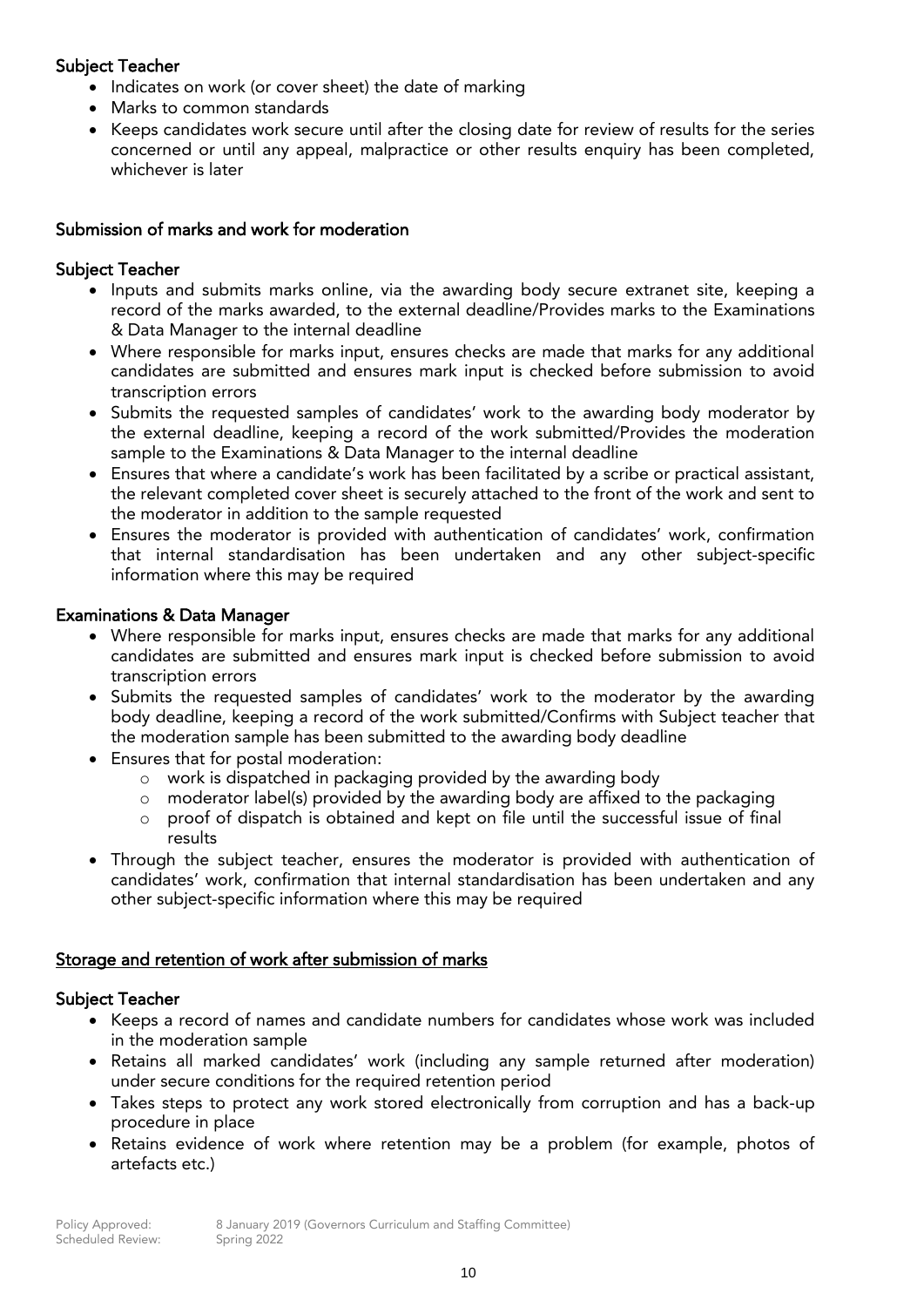**Subject Teacher**

- Indicates on work (or cover sheet) the date of marking
- Marks to common standards
- Keeps candidates work secure until after the closing date for review of results for the series concerned or until any appeal, malpractice or other results enquiry has been completed, whichever is later

**Submission of marks and work for moderation**

**Subject Teacher**

- Inputs and submits marks online, via the awarding body secure extranet site, keeping a record of the marks awarded, to the external deadline/Provides marks to the Examinations & Data Manager to the internal deadline
- Where responsible for marks input, ensures checks are made that marks for any additional candidates are submitted and ensures mark input is checked before submission to avoid transcription errors
- Submits the requested samples of candidates' work to the awarding body moderator by the external deadline, keeping a record of the work submitted/Provides the moderation sample to the Examinations & Data Manager to the internal deadline
- Ensures that where a candidate's work has been facilitated by a scribe or practical assistant, the relevant completed cover sheet is securely attached to the front of the work and sent to the moderator in addition to the sample requested
- Ensures the moderator is provided with authentication of candidates' work, confirmation that internal standardisation has been undertaken and any other subject-specific information where this may be required

**Examinations & Data Manager**

- Where responsible for marks input, ensures checks are made that marks for any additional candidates are submitted and ensures mark input is checked before submission to avoid transcription errors
- Submits the requested samples of candidates' work to the moderator by the awarding body deadline, keeping a record of the work submitted/Confirms with Subject teacher that the moderation sample has been submitted to the awarding body deadline
- Ensures that for postal moderation:
  - work is dispatched in packaging provided by the awarding body
  - moderator label(s) provided by the awarding body are affixed to the packaging
  - proof of dispatch is obtained and kept on file until the successful issue of final results
- Through the subject teacher, ensures the moderator is provided with authentication of candidates' work, confirmation that internal standardisation has been undertaken and any other subject-specific information where this may be required

**Storage and retention of work after submission of marks**

**Subject Teacher**

- Keeps a record of names and candidate numbers for candidates whose work was included in the moderation sample
- Retains all marked candidates' work (including any sample returned after moderation) under secure conditions for the required retention period
- Takes steps to protect any work stored electronically from corruption and has a back-up procedure in place
- Retains evidence of work where retention may be a problem (for example, photos of artefacts etc.)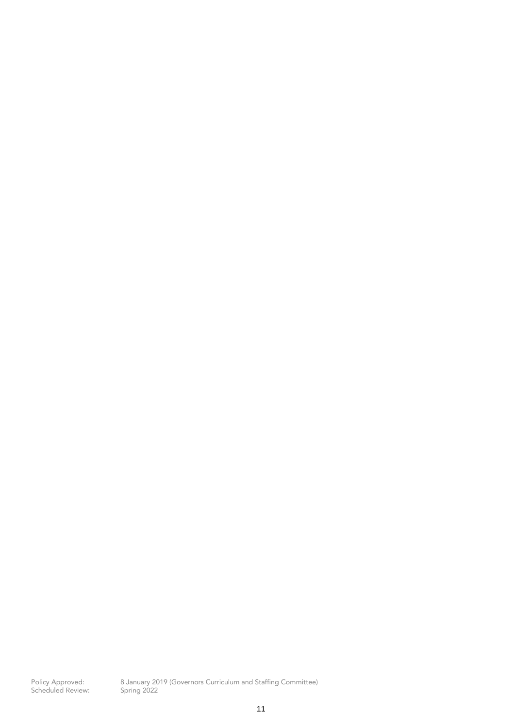Policy Approved: 8 January 2019 (Governors Curriculum and Staffing Committee)
Scheduled Review: Spring 2022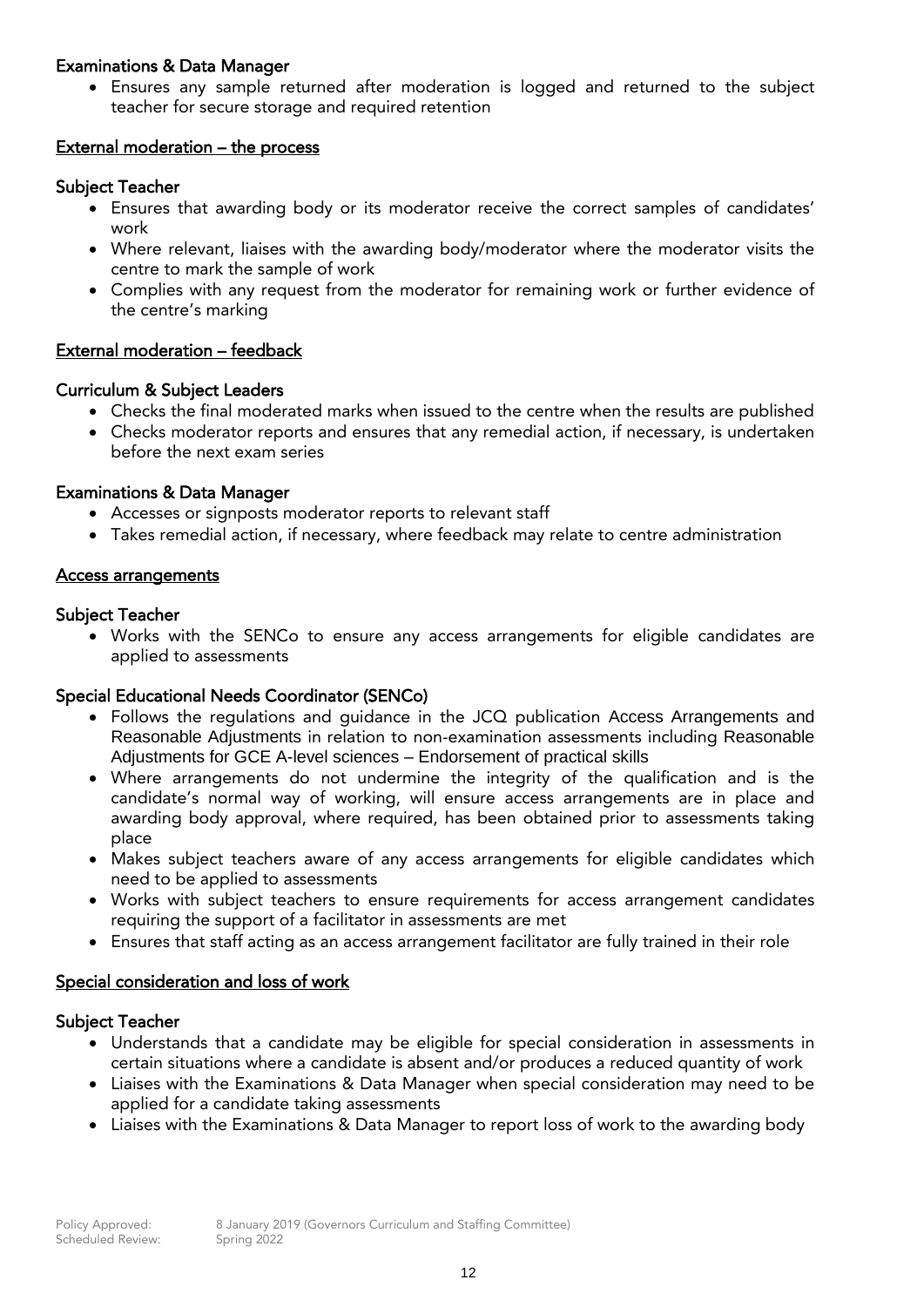**Examinations & Data Manager**

- Ensures any sample returned after moderation is logged and returned to the subject teacher for secure storage and required retention

**External moderation – the process**

**Subject Teacher**

- Ensures that awarding body or its moderator receive the correct samples of candidates' work
- Where relevant, liaises with the awarding body/moderator where the moderator visits the centre to mark the sample of work
- Complies with any request from the moderator for remaining work or further evidence of the centre's marking

**External moderation – feedback**

**Curriculum & Subject Leaders**

- Checks the final moderated marks when issued to the centre when the results are published
- Checks moderator reports and ensures that any remedial action, if necessary, is undertaken before the next exam series

**Examinations & Data Manager**

- Accesses or signposts moderator reports to relevant staff
- Takes remedial action, if necessary, where feedback may relate to centre administration

**Access arrangements**

**Subject Teacher**

- Works with the SENCo to ensure any access arrangements for eligible candidates are applied to assessments

**Special Educational Needs Coordinator (SENCo)**

- Follows the regulations and guidance in the JCQ publication Access Arrangements and Reasonable Adjustments in relation to non-examination assessments including Reasonable Adjustments for GCE A-level sciences – Endorsement of practical skills
- Where arrangements do not undermine the integrity of the qualification and is the candidate's normal way of working, will ensure access arrangements are in place and awarding body approval, where required, has been obtained prior to assessments taking place
- Makes subject teachers aware of any access arrangements for eligible candidates which need to be applied to assessments
- Works with subject teachers to ensure requirements for access arrangement candidates requiring the support of a facilitator in assessments are met
- Ensures that staff acting as an access arrangement facilitator are fully trained in their role

**Special consideration and loss of work**

**Subject Teacher**

- Understands that a candidate may be eligible for special consideration in assessments in certain situations where a candidate is absent and/or produces a reduced quantity of work
- Liaises with the Examinations & Data Manager when special consideration may need to be applied for a candidate taking assessments
- Liaises with the Examinations & Data Manager to report loss of work to the awarding body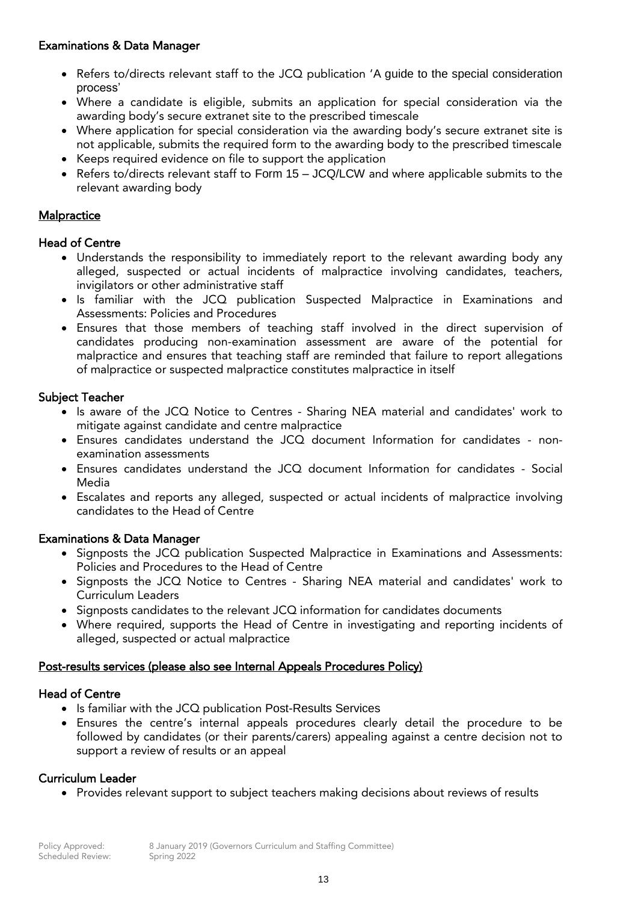**Examinations & Data Manager**

- Refers to/directs relevant staff to the JCQ publication 'A guide to the special consideration process'
- Where a candidate is eligible, submits an application for special consideration via the awarding body's secure extranet site to the prescribed timescale
- Where application for special consideration via the awarding body's secure extranet site is not applicable, submits the required form to the awarding body to the prescribed timescale
- Keeps required evidence on file to support the application
- Refers to/directs relevant staff to Form 15 – JCQ/LCW and where applicable submits to the relevant awarding body

## Malpractice

**Head of Centre**

- Understands the responsibility to immediately report to the relevant awarding body any alleged, suspected or actual incidents of malpractice involving candidates, teachers, invigilators or other administrative staff
- Is familiar with the JCQ publication Suspected Malpractice in Examinations and Assessments: Policies and Procedures
- Ensures that those members of teaching staff involved in the direct supervision of candidates producing non-examination assessment are aware of the potential for malpractice and ensures that teaching staff are reminded that failure to report allegations of malpractice or suspected malpractice constitutes malpractice in itself

**Subject Teacher**

- Is aware of the JCQ Notice to Centres - Sharing NEA material and candidates' work to mitigate against candidate and centre malpractice
- Ensures candidates understand the JCQ document Information for candidates - non-examination assessments
- Ensures candidates understand the JCQ document Information for candidates - Social Media
- Escalates and reports any alleged, suspected or actual incidents of malpractice involving candidates to the Head of Centre

**Examinations & Data Manager**

- Signposts the JCQ publication Suspected Malpractice in Examinations and Assessments: Policies and Procedures to the Head of Centre
- Signposts the JCQ Notice to Centres - Sharing NEA material and candidates' work to Curriculum Leaders
- Signposts candidates to the relevant JCQ information for candidates documents
- Where required, supports the Head of Centre in investigating and reporting incidents of alleged, suspected or actual malpractice

## Post-results services (please also see Internal Appeals Procedures Policy)

**Head of Centre**

- Is familiar with the JCQ publication Post-Results Services
- Ensures the centre's internal appeals procedures clearly detail the procedure to be followed by candidates (or their parents/carers) appealing against a centre decision not to support a review of results or an appeal

**Curriculum Leader**

- Provides relevant support to subject teachers making decisions about reviews of results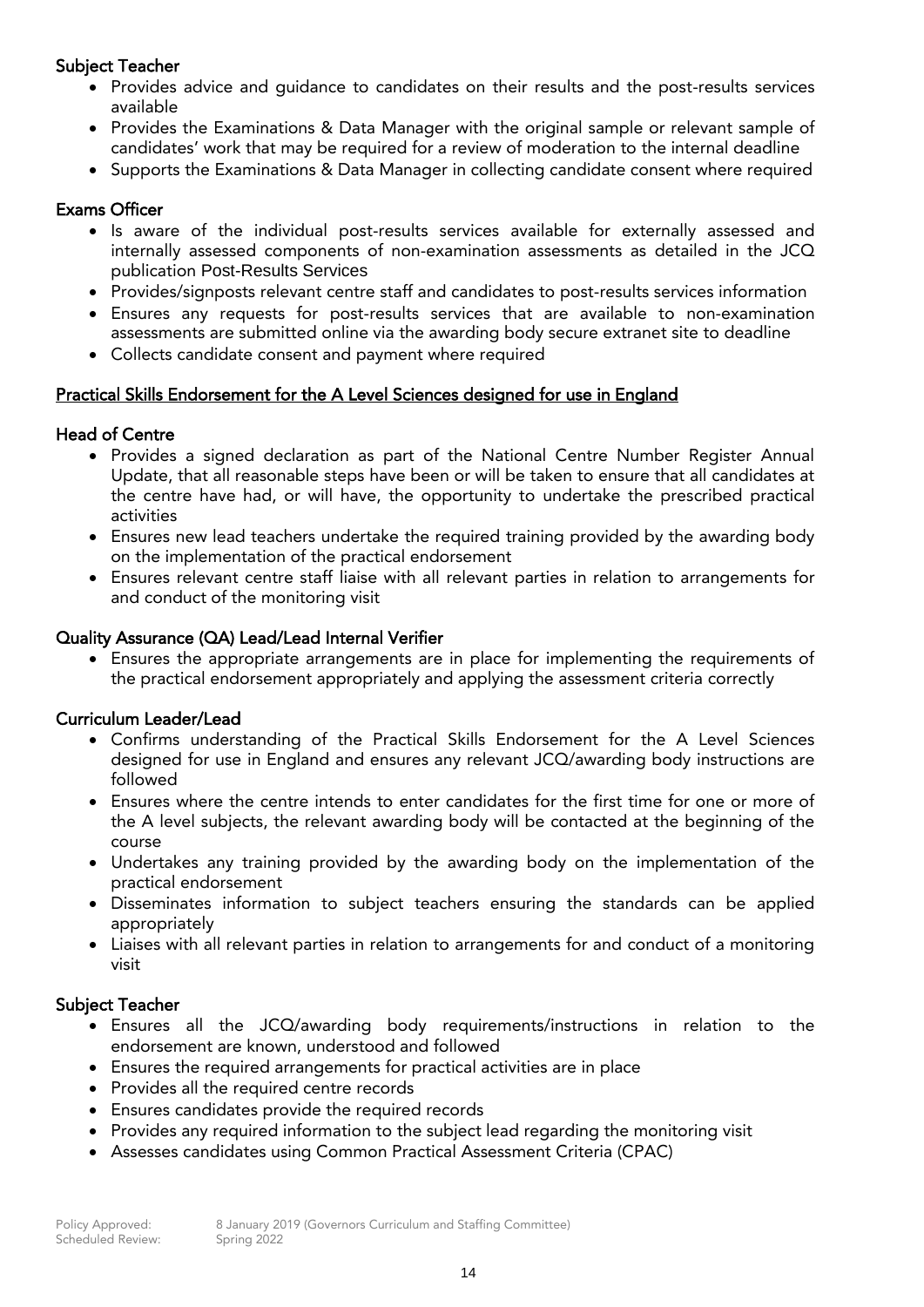### Subject Teacher

- Provides advice and guidance to candidates on their results and the post-results services available
- Provides the Examinations & Data Manager with the original sample or relevant sample of candidates' work that may be required for a review of moderation to the internal deadline
- Supports the Examinations & Data Manager in collecting candidate consent where required

### Exams Officer

- Is aware of the individual post-results services available for externally assessed and internally assessed components of non-examination assessments as detailed in the JCQ publication Post-Results Services
- Provides/signposts relevant centre staff and candidates to post-results services information
- Ensures any requests for post-results services that are available to non-examination assessments are submitted online via the awarding body secure extranet site to deadline
- Collects candidate consent and payment where required

## Practical Skills Endorsement for the A Level Sciences designed for use in England

### Head of Centre

- Provides a signed declaration as part of the National Centre Number Register Annual Update, that all reasonable steps have been or will be taken to ensure that all candidates at the centre have had, or will have, the opportunity to undertake the prescribed practical activities
- Ensures new lead teachers undertake the required training provided by the awarding body on the implementation of the practical endorsement
- Ensures relevant centre staff liaise with all relevant parties in relation to arrangements for and conduct of the monitoring visit

### Quality Assurance (QA) Lead/Lead Internal Verifier

- Ensures the appropriate arrangements are in place for implementing the requirements of the practical endorsement appropriately and applying the assessment criteria correctly

### Curriculum Leader/Lead

- Confirms understanding of the Practical Skills Endorsement for the A Level Sciences designed for use in England and ensures any relevant JCQ/awarding body instructions are followed
- Ensures where the centre intends to enter candidates for the first time for one or more of the A level subjects, the relevant awarding body will be contacted at the beginning of the course
- Undertakes any training provided by the awarding body on the implementation of the practical endorsement
- Disseminates information to subject teachers ensuring the standards can be applied appropriately
- Liaises with all relevant parties in relation to arrangements for and conduct of a monitoring visit

### Subject Teacher

- Ensures all the JCQ/awarding body requirements/instructions in relation to the endorsement are known, understood and followed
- Ensures the required arrangements for practical activities are in place
- Provides all the required centre records
- Ensures candidates provide the required records
- Provides any required information to the subject lead regarding the monitoring visit
- Assesses candidates using Common Practical Assessment Criteria (CPAC)

Policy Approved: 8 January 2019 (Governors Curriculum and Staffing Committee)
Scheduled Review: Spring 2022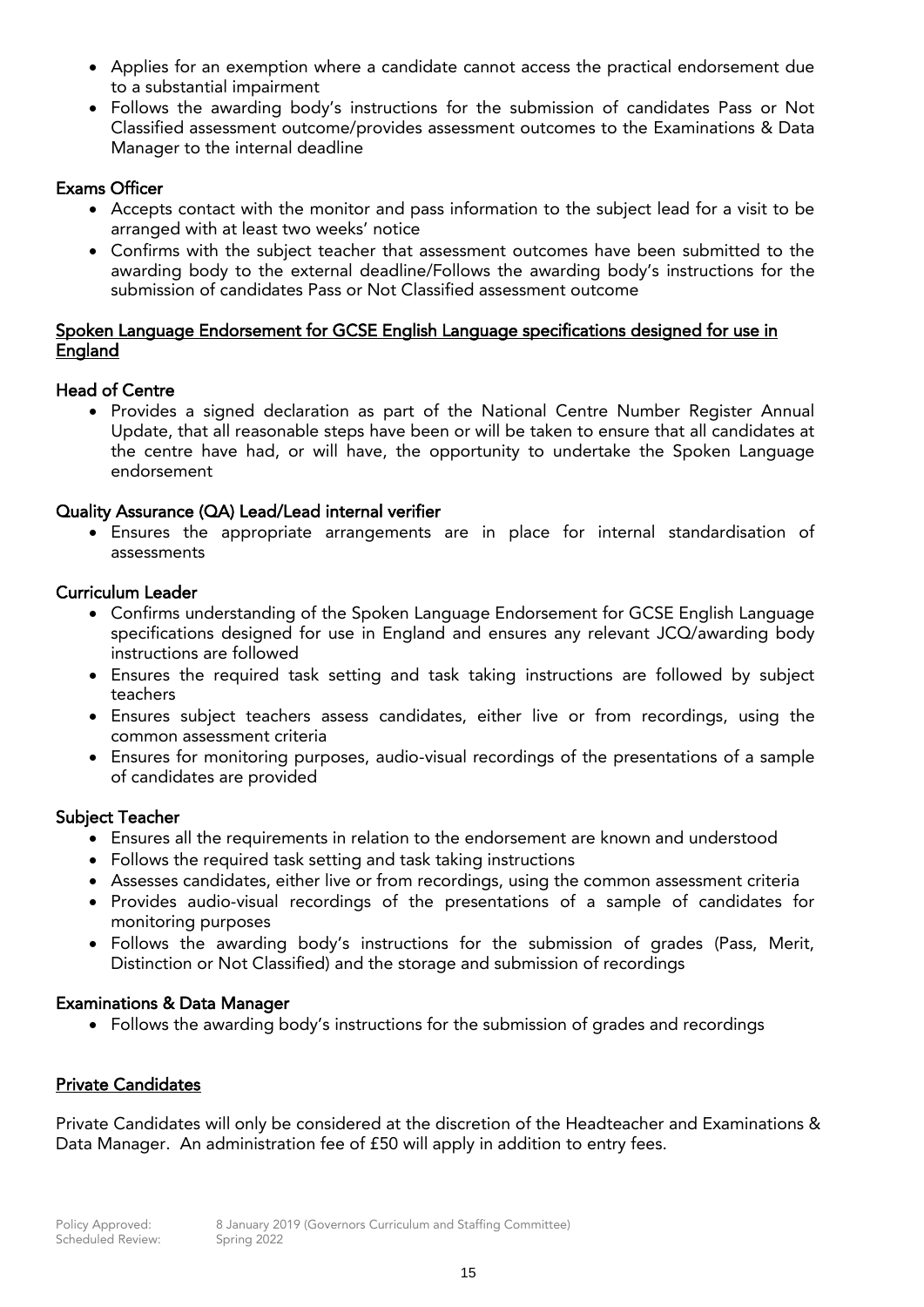- Applies for an exemption where a candidate cannot access the practical endorsement due to a substantial impairment
- Follows the awarding body's instructions for the submission of candidates Pass or Not Classified assessment outcome/provides assessment outcomes to the Examinations & Data Manager to the internal deadline

**Exams Officer**

- Accepts contact with the monitor and pass information to the subject lead for a visit to be arranged with at least two weeks' notice
- Confirms with the subject teacher that assessment outcomes have been submitted to the awarding body to the external deadline/Follows the awarding body's instructions for the submission of candidates Pass or Not Classified assessment outcome

## Spoken Language Endorsement for GCSE English Language specifications designed for use in England

**Head of Centre**

- Provides a signed declaration as part of the National Centre Number Register Annual Update, that all reasonable steps have been or will be taken to ensure that all candidates at the centre have had, or will have, the opportunity to undertake the Spoken Language endorsement

**Quality Assurance (QA) Lead/Lead internal verifier**

- Ensures the appropriate arrangements are in place for internal standardisation of assessments

**Curriculum Leader**

- Confirms understanding of the Spoken Language Endorsement for GCSE English Language specifications designed for use in England and ensures any relevant JCQ/awarding body instructions are followed
- Ensures the required task setting and task taking instructions are followed by subject teachers
- Ensures subject teachers assess candidates, either live or from recordings, using the common assessment criteria
- Ensures for monitoring purposes, audio-visual recordings of the presentations of a sample of candidates are provided

**Subject Teacher**

- Ensures all the requirements in relation to the endorsement are known and understood
- Follows the required task setting and task taking instructions
- Assesses candidates, either live or from recordings, using the common assessment criteria
- Provides audio-visual recordings of the presentations of a sample of candidates for monitoring purposes
- Follows the awarding body's instructions for the submission of grades (Pass, Merit, Distinction or Not Classified) and the storage and submission of recordings

**Examinations & Data Manager**

- Follows the awarding body's instructions for the submission of grades and recordings

## Private Candidates

Private Candidates will only be considered at the discretion of the Headteacher and Examinations & Data Manager. An administration fee of £50 will apply in addition to entry fees.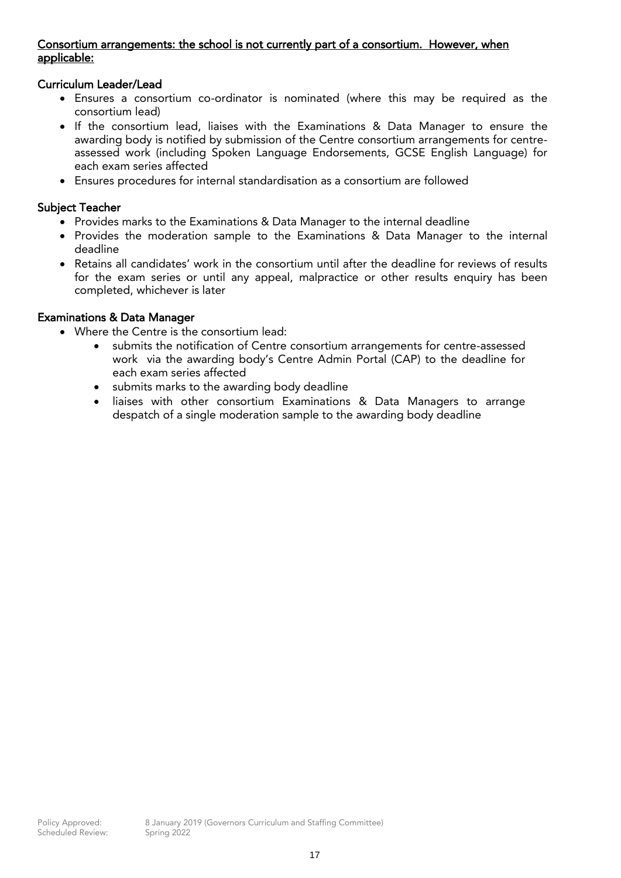**<u>Consortium arrangements: the school is not currently part of a consortium. However, when applicable:</u>**

**Curriculum Leader/Lead**

- Ensures a consortium co-ordinator is nominated (where this may be required as the consortium lead)
- If the consortium lead, liaises with the Examinations & Data Manager to ensure the awarding body is notified by submission of the Centre consortium arrangements for centre-assessed work (including Spoken Language Endorsements, GCSE English Language) for each exam series affected
- Ensures procedures for internal standardisation as a consortium are followed

**Subject Teacher**

- Provides marks to the Examinations & Data Manager to the internal deadline
- Provides the moderation sample to the Examinations & Data Manager to the internal deadline
- Retains all candidates' work in the consortium until after the deadline for reviews of results for the exam series or until any appeal, malpractice or other results enquiry has been completed, whichever is later

**Examinations & Data Manager**

- Where the Centre is the consortium lead:
  - submits the notification of Centre consortium arrangements for centre-assessed work via the awarding body's Centre Admin Portal (CAP) to the deadline for each exam series affected
  - submits marks to the awarding body deadline
  - liaises with other consortium Examinations & Data Managers to arrange despatch of a single moderation sample to the awarding body deadline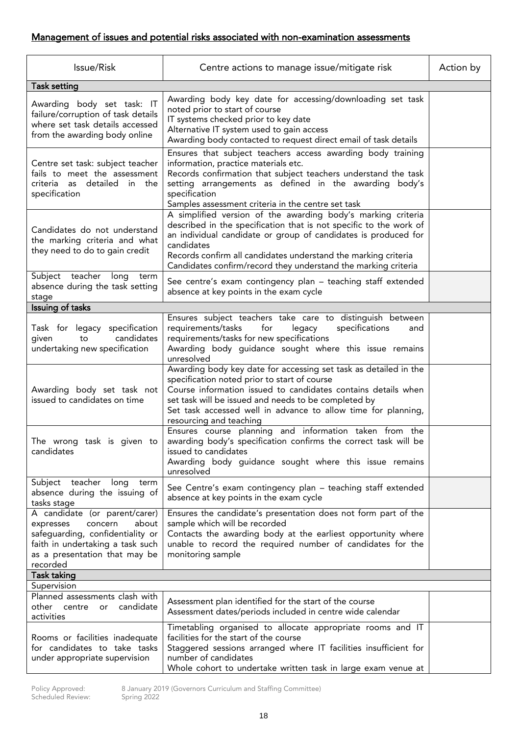## Management of issues and potential risks associated with non-examination assessments

| Issue/Risk | Centre actions to manage issue/mitigate risk | Action by |
|---|---|---|
| **Task setting** | | |
| Awarding body set task: IT failure/corruption of task details where set task details accessed from the awarding body online | Awarding body key date for accessing/downloading set task noted prior to start of course<br>IT systems checked prior to key date<br>Alternative IT system used to gain access<br>Awarding body contacted to request direct email of task details | |
| Centre set task: subject teacher fails to meet the assessment criteria as detailed in the specification | Ensures that subject teachers access awarding body training information, practice materials etc.<br>Records confirmation that subject teachers understand the task setting arrangements as defined in the awarding body's specification<br>Samples assessment criteria in the centre set task | |
| Candidates do not understand the marking criteria and what they need to do to gain credit | A simplified version of the awarding body's marking criteria described in the specification that is not specific to the work of an individual candidate or group of candidates is produced for candidates<br>Records confirm all candidates understand the marking criteria<br>Candidates confirm/record they understand the marking criteria | |
| Subject teacher long term absence during the task setting stage | See centre's exam contingency plan – teaching staff extended absence at key points in the exam cycle | |
| **Issuing of tasks** | | |
| Task for legacy specification given to candidates undertaking new specification | Ensures subject teachers take care to distinguish between requirements/tasks for legacy specifications and requirements/tasks for new specifications<br>Awarding body guidance sought where this issue remains unresolved | |
| Awarding body set task not issued to candidates on time | Awarding body key date for accessing set task as detailed in the specification noted prior to start of course<br>Course information issued to candidates contains details when set task will be issued and needs to be completed by<br>Set task accessed well in advance to allow time for planning, resourcing and teaching | |
| The wrong task is given to candidates | Ensures course planning and information taken from the awarding body's specification confirms the correct task will be issued to candidates<br>Awarding body guidance sought where this issue remains unresolved | |
| Subject teacher long term absence during the issuing of tasks stage | See Centre's exam contingency plan – teaching staff extended absence at key points in the exam cycle | |
| A candidate (or parent/carer) expresses concern about safeguarding, confidentiality or faith in undertaking a task such as a presentation that may be recorded | Ensures the candidate's presentation does not form part of the sample which will be recorded<br>Contacts the awarding body at the earliest opportunity where unable to record the required number of candidates for the monitoring sample | |
| **Task taking** | | |
| Supervision | | |
| Planned assessments clash with other centre or candidate activities | Assessment plan identified for the start of the course<br>Assessment dates/periods included in centre wide calendar | |
| Rooms or facilities inadequate for candidates to take tasks under appropriate supervision | Timetabling organised to allocate appropriate rooms and IT facilities for the start of the course<br>Staggered sessions arranged where IT facilities insufficient for number of candidates<br>Whole cohort to undertake written task in large exam venue at | |

Policy Approved: 8 January 2019 (Governors Curriculum and Staffing Committee)
Scheduled Review: Spring 2022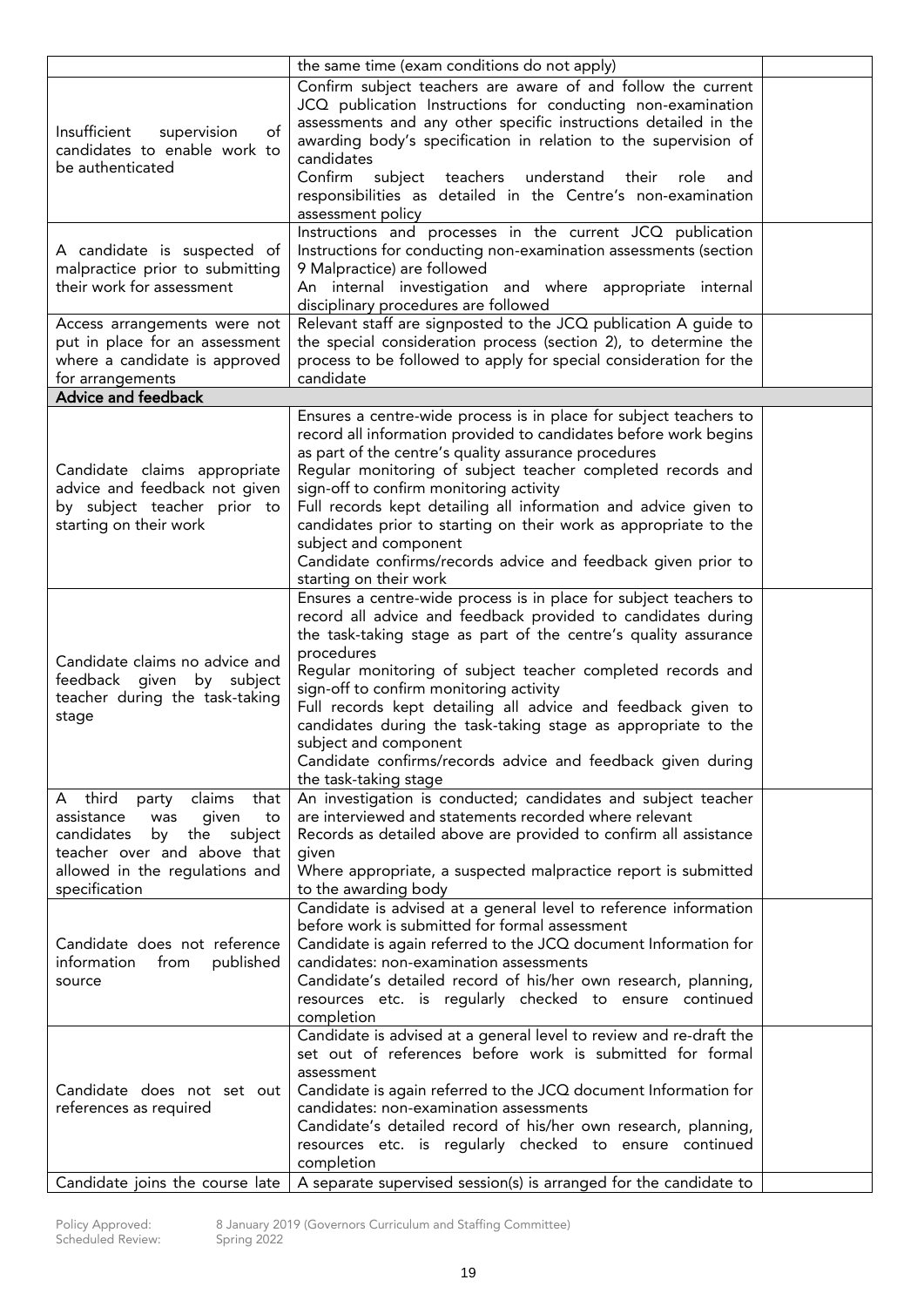| | | |
|---|---|---|
| | the same time (exam conditions do not apply) | |
| Insufficient supervision of candidates to enable work to be authenticated | Confirm subject teachers are aware of and follow the current JCQ publication Instructions for conducting non-examination assessments and any other specific instructions detailed in the awarding body's specification in relation to the supervision of candidates<br>Confirm subject teachers understand their role and responsibilities as detailed in the Centre's non-examination assessment policy | |
| A candidate is suspected of malpractice prior to submitting their work for assessment | Instructions and processes in the current JCQ publication Instructions for conducting non-examination assessments (section 9 Malpractice) are followed<br>An internal investigation and where appropriate internal disciplinary procedures are followed | |
| Access arrangements were not put in place for an assessment where a candidate is approved for arrangements | Relevant staff are signposted to the JCQ publication A guide to the special consideration process (section 2), to determine the process to be followed to apply for special consideration for the candidate | |
| **Advice and feedback** | | |
| Candidate claims appropriate advice and feedback not given by subject teacher prior to starting on their work | Ensures a centre-wide process is in place for subject teachers to record all information provided to candidates before work begins as part of the centre's quality assurance procedures<br>Regular monitoring of subject teacher completed records and sign-off to confirm monitoring activity<br>Full records kept detailing all information and advice given to candidates prior to starting on their work as appropriate to the subject and component<br>Candidate confirms/records advice and feedback given prior to starting on their work | |
| Candidate claims no advice and feedback given by subject teacher during the task-taking stage | Ensures a centre-wide process is in place for subject teachers to record all advice and feedback provided to candidates during the task-taking stage as part of the centre's quality assurance procedures<br>Regular monitoring of subject teacher completed records and sign-off to confirm monitoring activity<br>Full records kept detailing all advice and feedback given to candidates during the task-taking stage as appropriate to the subject and component<br>Candidate confirms/records advice and feedback given during the task-taking stage | |
| A third party claims that assistance was given to candidates by the subject teacher over and above that allowed in the regulations and specification | An investigation is conducted; candidates and subject teacher are interviewed and statements recorded where relevant<br>Records as detailed above are provided to confirm all assistance given<br>Where appropriate, a suspected malpractice report is submitted to the awarding body | |
| Candidate does not reference information from published source | Candidate is advised at a general level to reference information before work is submitted for formal assessment<br>Candidate is again referred to the JCQ document Information for candidates: non-examination assessments<br>Candidate's detailed record of his/her own research, planning, resources etc. is regularly checked to ensure continued completion | |
| Candidate does not set out references as required | Candidate is advised at a general level to review and re-draft the set out of references before work is submitted for formal assessment<br>Candidate is again referred to the JCQ document Information for candidates: non-examination assessments<br>Candidate's detailed record of his/her own research, planning, resources etc. is regularly checked to ensure continued completion | |
| Candidate joins the course late | A separate supervised session(s) is arranged for the candidate to | |

Policy Approved: 8 January 2019 (Governors Curriculum and Staffing Committee)
Scheduled Review: Spring 2022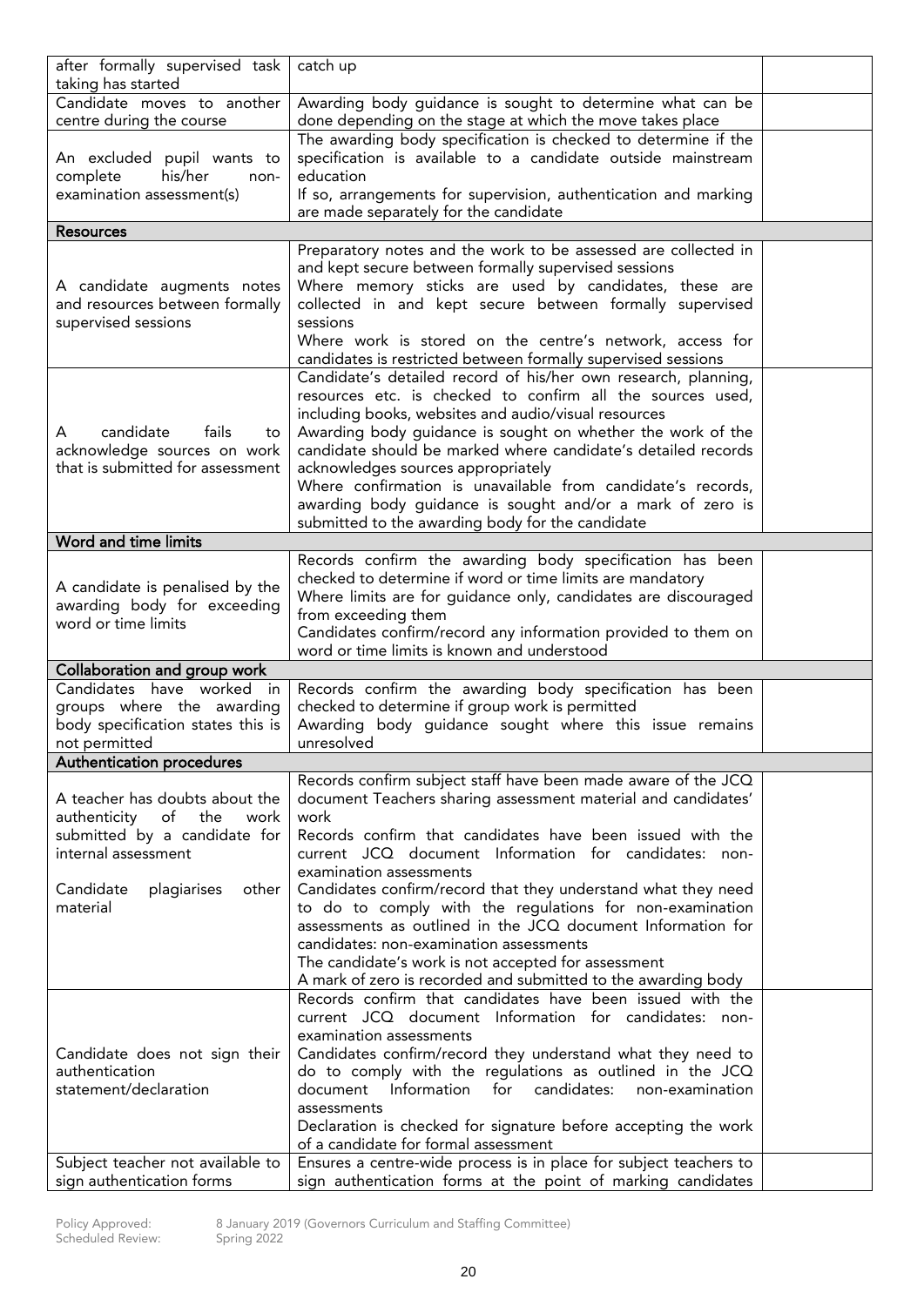| | | |
|---|---|---|
| after formally supervised task taking has started | catch up | |
| Candidate moves to another centre during the course | Awarding body guidance is sought to determine what can be done depending on the stage at which the move takes place | |
| An excluded pupil wants to complete his/her non-examination assessment(s) | The awarding body specification is checked to determine if the specification is available to a candidate outside mainstream education<br>If so, arrangements for supervision, authentication and marking are made separately for the candidate | |
| **Resources** | | |
| A candidate augments notes and resources between formally supervised sessions | Preparatory notes and the work to be assessed are collected in and kept secure between formally supervised sessions<br>Where memory sticks are used by candidates, these are collected in and kept secure between formally supervised sessions<br>Where work is stored on the centre's network, access for candidates is restricted between formally supervised sessions | |
| A candidate fails to acknowledge sources on work that is submitted for assessment | Candidate's detailed record of his/her own research, planning, resources etc. is checked to confirm all the sources used, including books, websites and audio/visual resources<br>Awarding body guidance is sought on whether the work of the candidate should be marked where candidate's detailed records acknowledges sources appropriately<br>Where confirmation is unavailable from candidate's records, awarding body guidance is sought and/or a mark of zero is submitted to the awarding body for the candidate | |
| **Word and time limits** | | |
| A candidate is penalised by the awarding body for exceeding word or time limits | Records confirm the awarding body specification has been checked to determine if word or time limits are mandatory<br>Where limits are for guidance only, candidates are discouraged from exceeding them<br>Candidates confirm/record any information provided to them on word or time limits is known and understood | |
| **Collaboration and group work** | | |
| Candidates have worked in groups where the awarding body specification states this is not permitted | Records confirm the awarding body specification has been checked to determine if group work is permitted<br>Awarding body guidance sought where this issue remains unresolved | |
| **Authentication procedures** | | |
| A teacher has doubts about the authenticity of the work submitted by a candidate for internal assessment<br><br>Candidate plagiarises other material | Records confirm subject staff have been made aware of the JCQ document Teachers sharing assessment material and candidates' work<br>Records confirm that candidates have been issued with the current JCQ document Information for candidates: non-examination assessments<br>Candidates confirm/record that they understand what they need to do to comply with the regulations for non-examination assessments as outlined in the JCQ document Information for candidates: non-examination assessments<br>The candidate's work is not accepted for assessment<br>A mark of zero is recorded and submitted to the awarding body | |
| Candidate does not sign their authentication statement/declaration | Records confirm that candidates have been issued with the current JCQ document Information for candidates: non-examination assessments<br>Candidates confirm/record they understand what they need to do to comply with the regulations as outlined in the JCQ document Information for candidates: non-examination assessments<br>Declaration is checked for signature before accepting the work of a candidate for formal assessment | |
| Subject teacher not available to sign authentication forms | Ensures a centre-wide process is in place for subject teachers to sign authentication forms at the point of marking candidates | |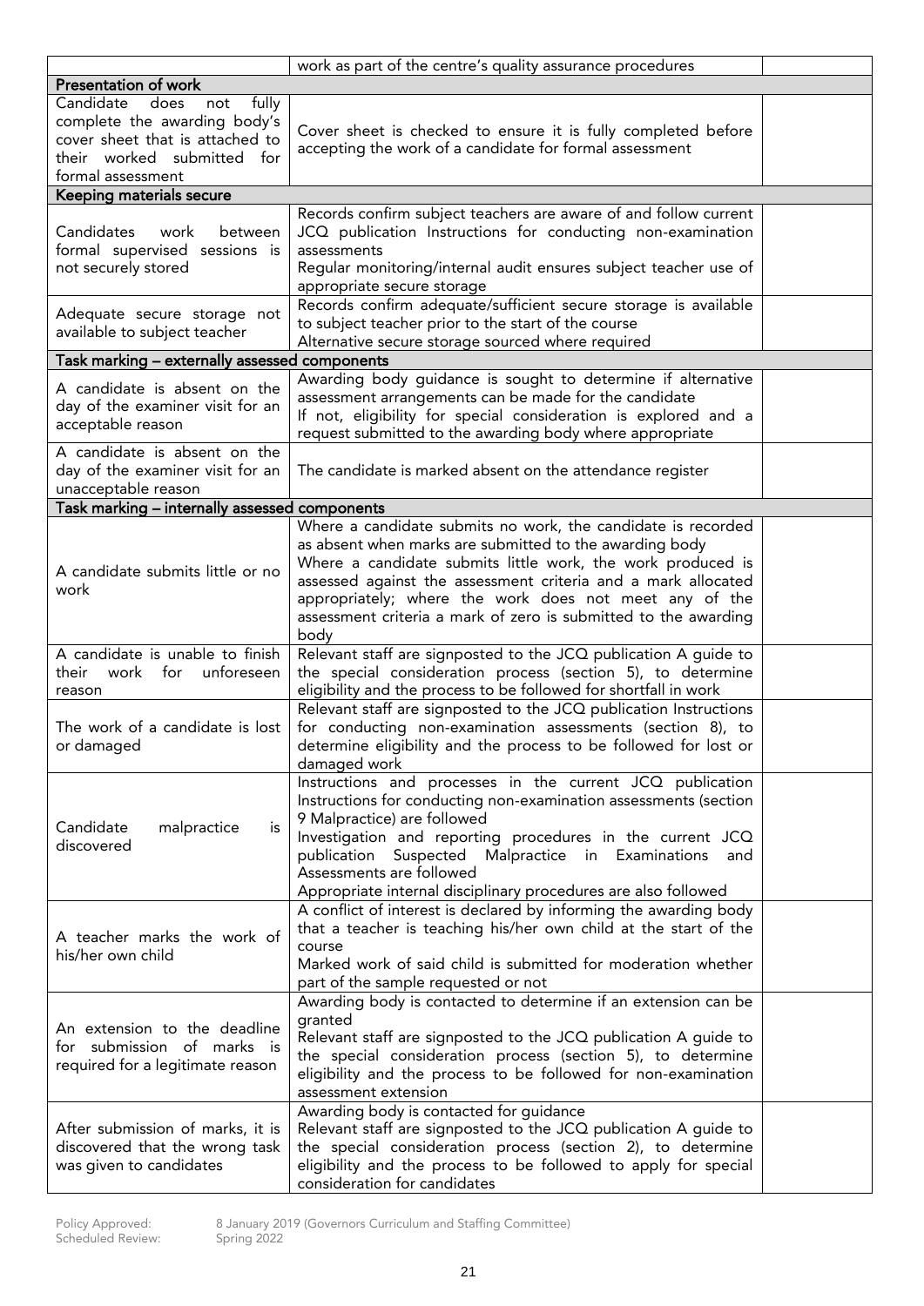| | | |
|---|---|---|
| | work as part of the centre's quality assurance procedures | |
| **Presentation of work** | | |
| Candidate does not fully complete the awarding body's cover sheet that is attached to their worked submitted for formal assessment | Cover sheet is checked to ensure it is fully completed before accepting the work of a candidate for formal assessment | |
| **Keeping materials secure** | | |
| Candidates work between formal supervised sessions is not securely stored | Records confirm subject teachers are aware of and follow current JCQ publication Instructions for conducting non-examination assessments<br>Regular monitoring/internal audit ensures subject teacher use of appropriate secure storage | |
| Adequate secure storage not available to subject teacher | Records confirm adequate/sufficient secure storage is available to subject teacher prior to the start of the course<br>Alternative secure storage sourced where required | |
| **Task marking – externally assessed components** | | |
| A candidate is absent on the day of the examiner visit for an acceptable reason | Awarding body guidance is sought to determine if alternative assessment arrangements can be made for the candidate<br>If not, eligibility for special consideration is explored and a request submitted to the awarding body where appropriate | |
| A candidate is absent on the day of the examiner visit for an unacceptable reason | The candidate is marked absent on the attendance register | |
| **Task marking – internally assessed components** | | |
| A candidate submits little or no work | Where a candidate submits no work, the candidate is recorded as absent when marks are submitted to the awarding body<br>Where a candidate submits little work, the work produced is assessed against the assessment criteria and a mark allocated appropriately; where the work does not meet any of the assessment criteria a mark of zero is submitted to the awarding body | |
| A candidate is unable to finish their work for unforeseen reason | Relevant staff are signposted to the JCQ publication A guide to the special consideration process (section 5), to determine eligibility and the process to be followed for shortfall in work | |
| The work of a candidate is lost or damaged | Relevant staff are signposted to the JCQ publication Instructions for conducting non-examination assessments (section 8), to determine eligibility and the process to be followed for lost or damaged work | |
| Candidate malpractice is discovered | Instructions and processes in the current JCQ publication Instructions for conducting non-examination assessments (section 9 Malpractice) are followed<br>Investigation and reporting procedures in the current JCQ publication Suspected Malpractice in Examinations and Assessments are followed<br>Appropriate internal disciplinary procedures are also followed | |
| A teacher marks the work of his/her own child | A conflict of interest is declared by informing the awarding body that a teacher is teaching his/her own child at the start of the course<br>Marked work of said child is submitted for moderation whether part of the sample requested or not | |
| An extension to the deadline for submission of marks is required for a legitimate reason | Awarding body is contacted to determine if an extension can be granted<br>Relevant staff are signposted to the JCQ publication A guide to the special consideration process (section 5), to determine eligibility and the process to be followed for non-examination assessment extension | |
| After submission of marks, it is discovered that the wrong task was given to candidates | Awarding body is contacted for guidance<br>Relevant staff are signposted to the JCQ publication A guide to the special consideration process (section 2), to determine eligibility and the process to be followed to apply for special consideration for candidates | |

Policy Approved: 8 January 2019 (Governors Curriculum and Staffing Committee)
Scheduled Review: Spring 2022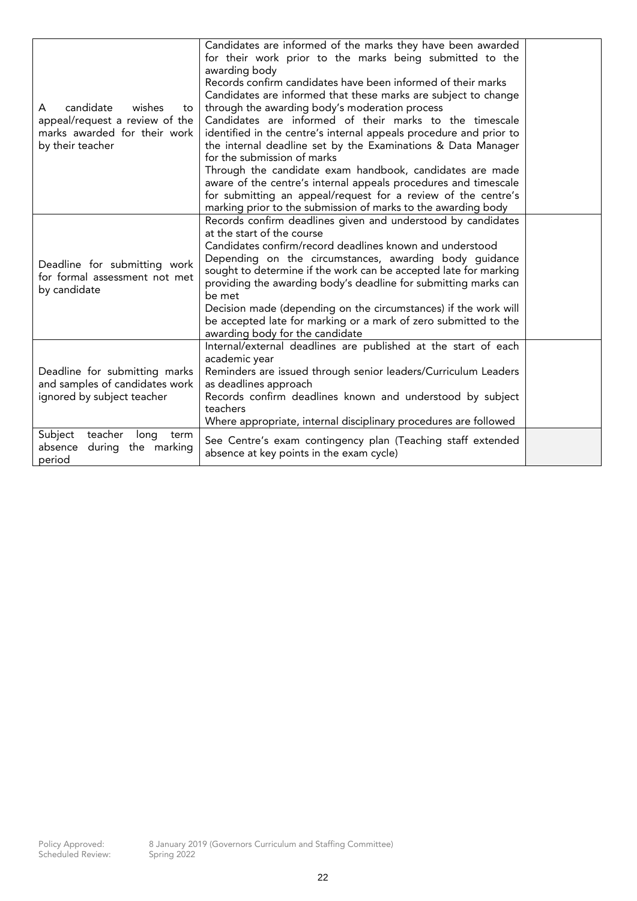| | | |
|---|---|---|
| A candidate wishes to appeal/request a review of the marks awarded for their work by their teacher | Candidates are informed of the marks they have been awarded for their work prior to the marks being submitted to the awarding body<br>Records confirm candidates have been informed of their marks<br>Candidates are informed that these marks are subject to change through the awarding body's moderation process<br>Candidates are informed of their marks to the timescale identified in the centre's internal appeals procedure and prior to the internal deadline set by the Examinations & Data Manager for the submission of marks<br>Through the candidate exam handbook, candidates are made aware of the centre's internal appeals procedures and timescale for submitting an appeal/request for a review of the centre's marking prior to the submission of marks to the awarding body | |
| Deadline for submitting work for formal assessment not met by candidate | Records confirm deadlines given and understood by candidates at the start of the course<br>Candidates confirm/record deadlines known and understood<br>Depending on the circumstances, awarding body guidance sought to determine if the work can be accepted late for marking providing the awarding body's deadline for submitting marks can be met<br>Decision made (depending on the circumstances) if the work will be accepted late for marking or a mark of zero submitted to the awarding body for the candidate | |
| Deadline for submitting marks and samples of candidates work ignored by subject teacher | Internal/external deadlines are published at the start of each academic year<br>Reminders are issued through senior leaders/Curriculum Leaders as deadlines approach<br>Records confirm deadlines known and understood by subject teachers<br>Where appropriate, internal disciplinary procedures are followed | |
| Subject teacher long term absence during the marking period | See Centre's exam contingency plan (Teaching staff extended absence at key points in the exam cycle) | |

Policy Approved: 8 January 2019 (Governors Curriculum and Staffing Committee)
Scheduled Review: Spring 2022